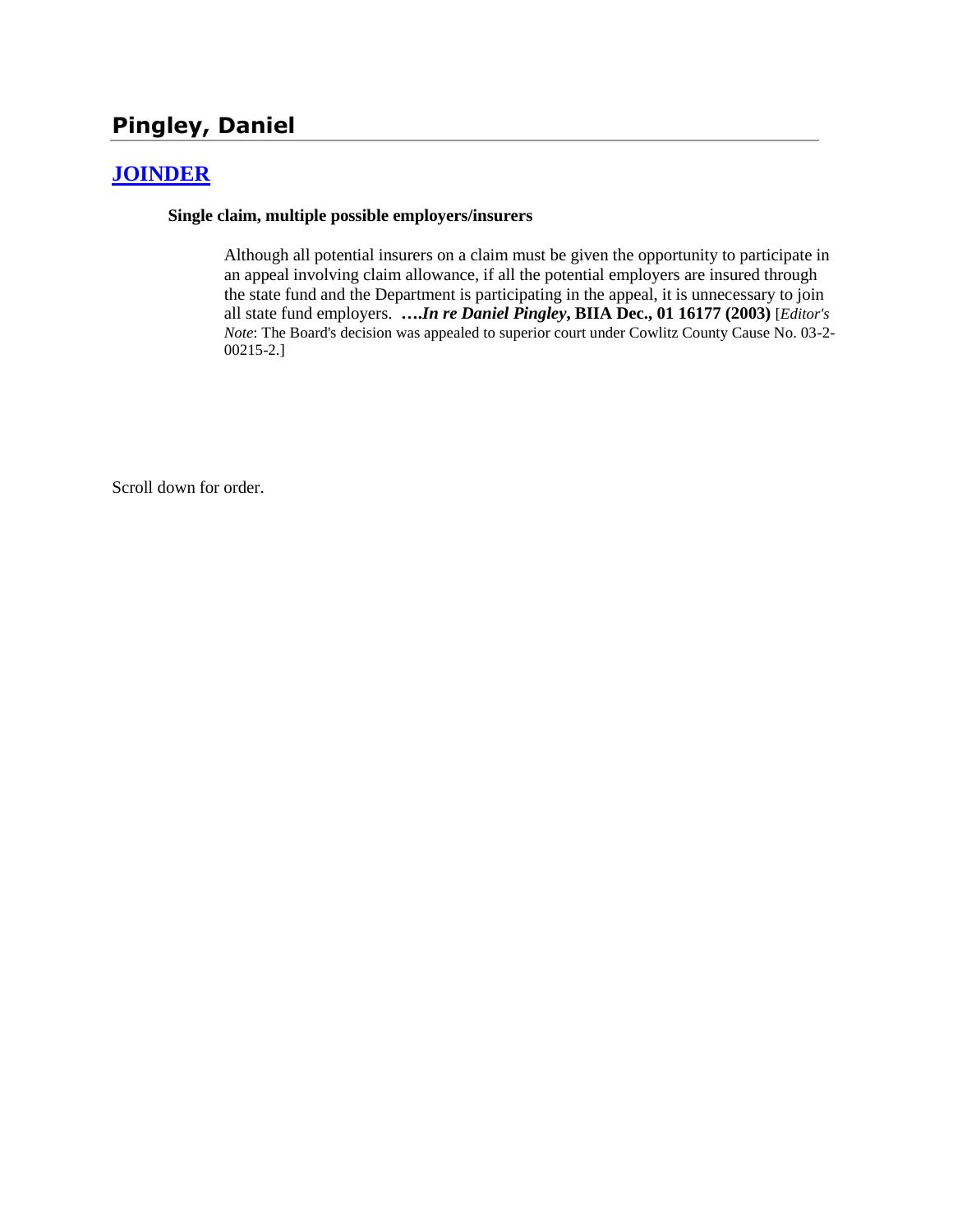# Pingley, Daniel

## JOINDER

**Single claim, multiple possible employers/insurers**

> Although all potential insurers on a claim must be given the opportunity to participate in an appeal involving claim allowance, if all the potential employers are insured through the state fund and the Department is participating in the appeal, it is unnecessary to join all state fund employers. **….*In re Daniel Pingley*, BIIA Dec., 01 16177 (2003)** [*Editor's Note*: The Board's decision was appealed to superior court under Cowlitz County Cause No. 03-2-00215-2.]

Scroll down for order.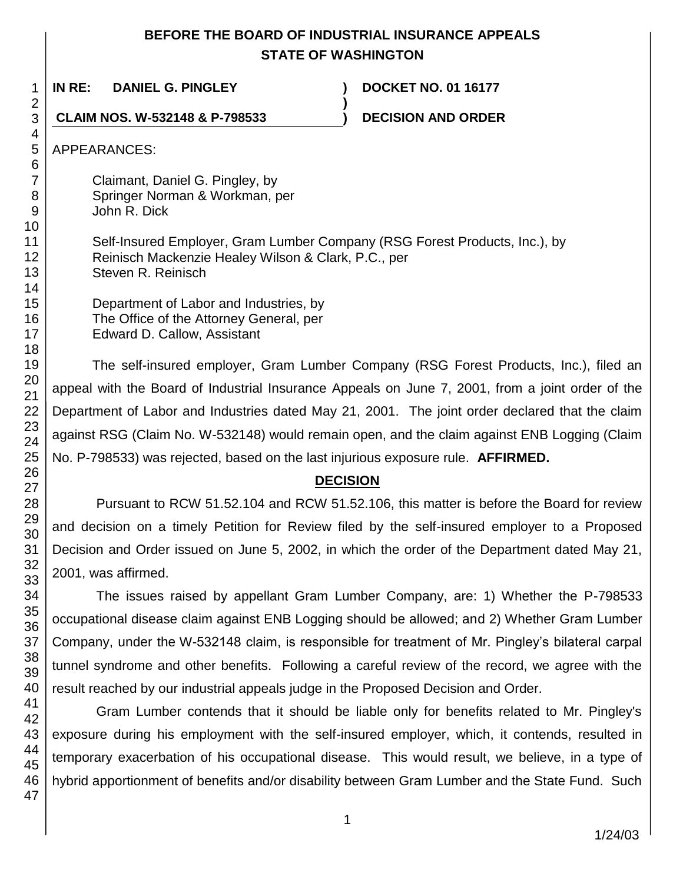# BEFORE THE BOARD OF INDUSTRIAL INSURANCE APPEALS
# STATE OF WASHINGTON

**IN RE: DANIEL G. PINGLEY** ) **DOCKET NO. 01 16177**
)
**CLAIM NOS. W-532148 & P-798533** ) **DECISION AND ORDER**

APPEARANCES:

Claimant, Daniel G. Pingley, by
Springer Norman & Workman, per
John R. Dick

Self-Insured Employer, Gram Lumber Company (RSG Forest Products, Inc.), by
Reinisch Mackenzie Healey Wilson & Clark, P.C., per
Steven R. Reinisch

Department of Labor and Industries, by
The Office of the Attorney General, per
Edward D. Callow, Assistant

The self-insured employer, Gram Lumber Company (RSG Forest Products, Inc.), filed an appeal with the Board of Industrial Insurance Appeals on June 7, 2001, from a joint order of the Department of Labor and Industries dated May 21, 2001. The joint order declared that the claim against RSG (Claim No. W-532148) would remain open, and the claim against ENB Logging (Claim No. P-798533) was rejected, based on the last injurious exposure rule. **AFFIRMED.**

## DECISION

Pursuant to RCW 51.52.104 and RCW 51.52.106, this matter is before the Board for review and decision on a timely Petition for Review filed by the self-insured employer to a Proposed Decision and Order issued on June 5, 2002, in which the order of the Department dated May 21, 2001, was affirmed.

The issues raised by appellant Gram Lumber Company, are: 1) Whether the P-798533 occupational disease claim against ENB Logging should be allowed; and 2) Whether Gram Lumber Company, under the W-532148 claim, is responsible for treatment of Mr. Pingley's bilateral carpal tunnel syndrome and other benefits. Following a careful review of the record, we agree with the result reached by our industrial appeals judge in the Proposed Decision and Order.

Gram Lumber contends that it should be liable only for benefits related to Mr. Pingley's exposure during his employment with the self-insured employer, which, it contends, resulted in temporary exacerbation of his occupational disease. This would result, we believe, in a type of hybrid apportionment of benefits and/or disability between Gram Lumber and the State Fund. Such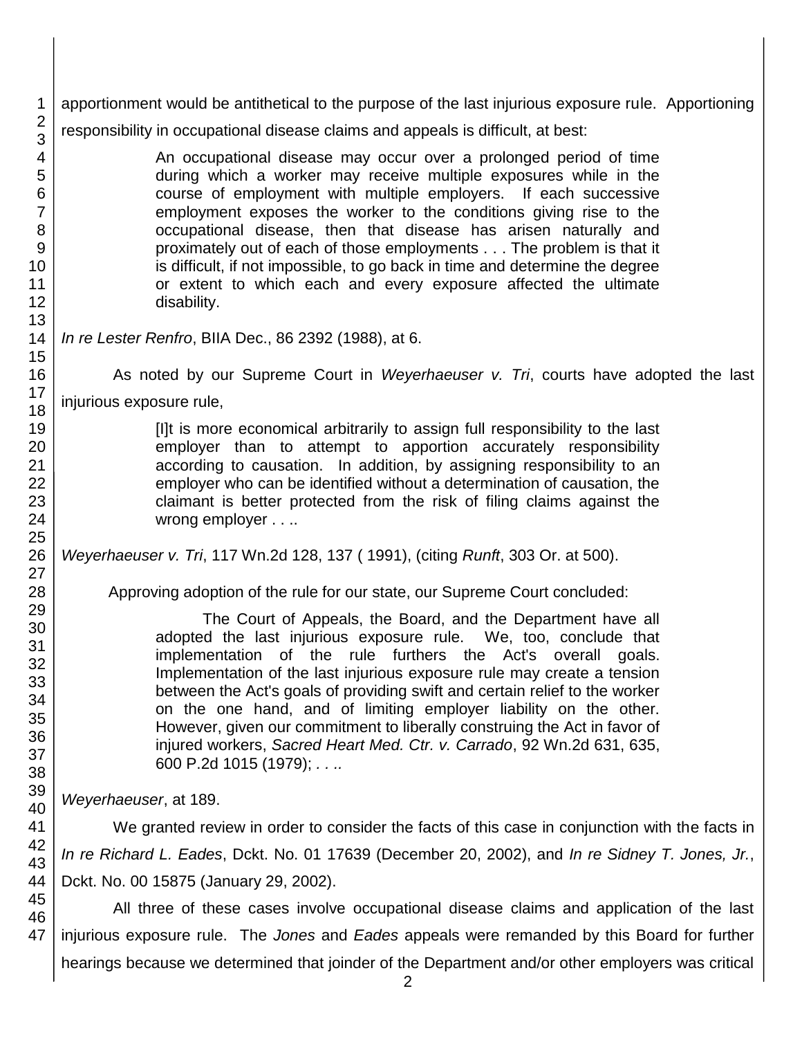apportionment would be antithetical to the purpose of the last injurious exposure rule. Apportioning responsibility in occupational disease claims and appeals is difficult, at best:

> An occupational disease may occur over a prolonged period of time during which a worker may receive multiple exposures while in the course of employment with multiple employers. If each successive employment exposes the worker to the conditions giving rise to the occupational disease, then that disease has arisen naturally and proximately out of each of those employments . . . The problem is that it is difficult, if not impossible, to go back in time and determine the degree or extent to which each and every exposure affected the ultimate disability.

*In re Lester Renfro*, BIIA Dec., 86 2392 (1988), at 6.

As noted by our Supreme Court in *Weyerhaeuser v. Tri*, courts have adopted the last injurious exposure rule,

> [I]t is more economical arbitrarily to assign full responsibility to the last employer than to attempt to apportion accurately responsibility according to causation. In addition, by assigning responsibility to an employer who can be identified without a determination of causation, the claimant is better protected from the risk of filing claims against the wrong employer . . ..

*Weyerhaeuser v. Tri*, 117 Wn.2d 128, 137 ( 1991), (citing *Runft*, 303 Or. at 500).

Approving adoption of the rule for our state, our Supreme Court concluded:

> The Court of Appeals, the Board, and the Department have all adopted the last injurious exposure rule. We, too, conclude that implementation of the rule furthers the Act's overall goals. Implementation of the last injurious exposure rule may create a tension between the Act's goals of providing swift and certain relief to the worker on the one hand, and of limiting employer liability on the other. However, given our commitment to liberally construing the Act in favor of injured workers, *Sacred Heart Med. Ctr. v. Carrado*, 92 Wn.2d 631, 635, 600 P.2d 1015 (1979); . . ..

*Weyerhaeuser*, at 189.

We granted review in order to consider the facts of this case in conjunction with the facts in *In re Richard L. Eades*, Dckt. No. 01 17639 (December 20, 2002), and *In re Sidney T. Jones, Jr.*, Dckt. No. 00 15875 (January 29, 2002).

All three of these cases involve occupational disease claims and application of the last injurious exposure rule. The *Jones* and *Eades* appeals were remanded by this Board for further hearings because we determined that joinder of the Department and/or other employers was critical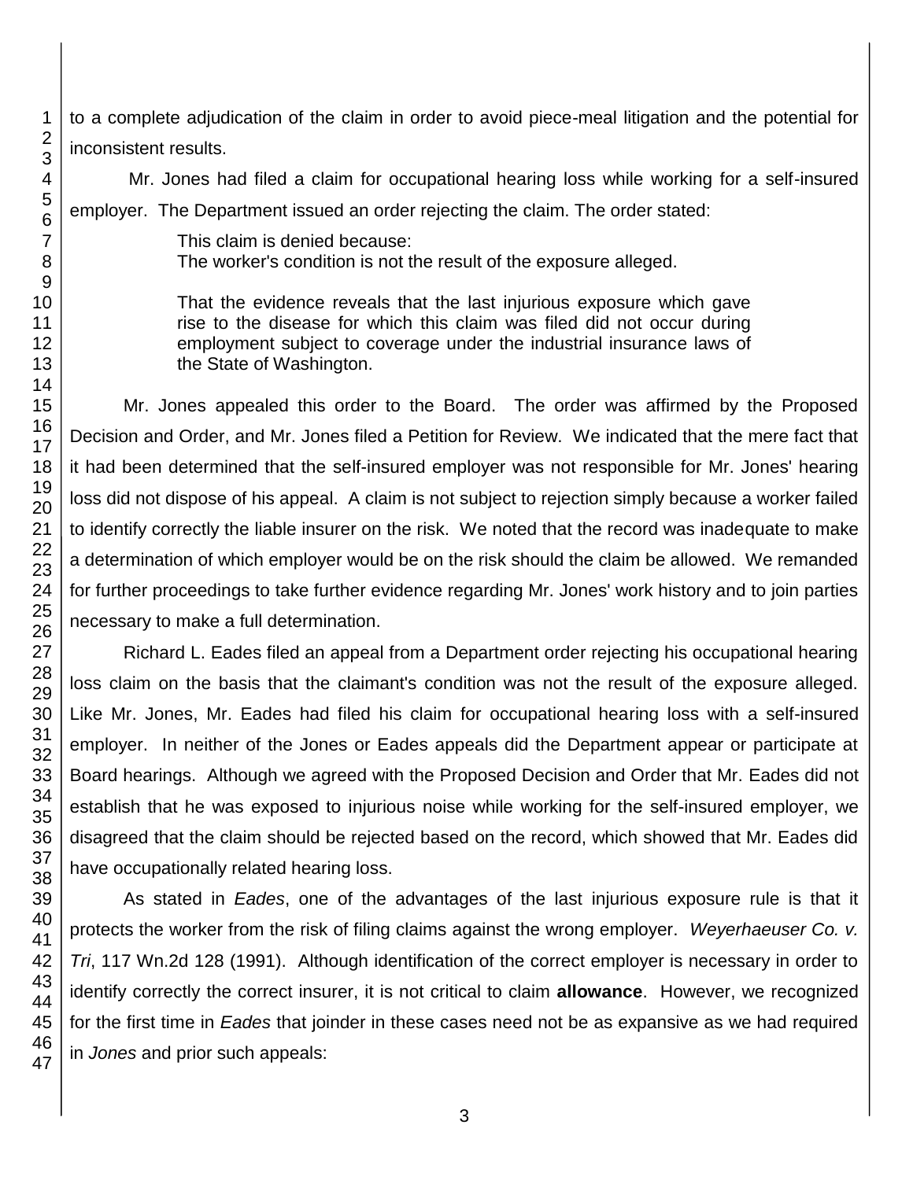to a complete adjudication of the claim in order to avoid piece-meal litigation and the potential for inconsistent results.

Mr. Jones had filed a claim for occupational hearing loss while working for a self-insured employer. The Department issued an order rejecting the claim. The order stated:

> This claim is denied because:
> The worker's condition is not the result of the exposure alleged.
>
> That the evidence reveals that the last injurious exposure which gave rise to the disease for which this claim was filed did not occur during employment subject to coverage under the industrial insurance laws of the State of Washington.

Mr. Jones appealed this order to the Board. The order was affirmed by the Proposed Decision and Order, and Mr. Jones filed a Petition for Review. We indicated that the mere fact that it had been determined that the self-insured employer was not responsible for Mr. Jones' hearing loss did not dispose of his appeal. A claim is not subject to rejection simply because a worker failed to identify correctly the liable insurer on the risk. We noted that the record was inadequate to make a determination of which employer would be on the risk should the claim be allowed. We remanded for further proceedings to take further evidence regarding Mr. Jones' work history and to join parties necessary to make a full determination.

Richard L. Eades filed an appeal from a Department order rejecting his occupational hearing loss claim on the basis that the claimant's condition was not the result of the exposure alleged. Like Mr. Jones, Mr. Eades had filed his claim for occupational hearing loss with a self-insured employer. In neither of the Jones or Eades appeals did the Department appear or participate at Board hearings. Although we agreed with the Proposed Decision and Order that Mr. Eades did not establish that he was exposed to injurious noise while working for the self-insured employer, we disagreed that the claim should be rejected based on the record, which showed that Mr. Eades did have occupationally related hearing loss.

As stated in *Eades*, one of the advantages of the last injurious exposure rule is that it protects the worker from the risk of filing claims against the wrong employer. *Weyerhaeuser Co. v. Tri*, 117 Wn.2d 128 (1991). Although identification of the correct employer is necessary in order to identify correctly the correct insurer, it is not critical to claim **allowance**. However, we recognized for the first time in *Eades* that joinder in these cases need not be as expansive as we had required in *Jones* and prior such appeals: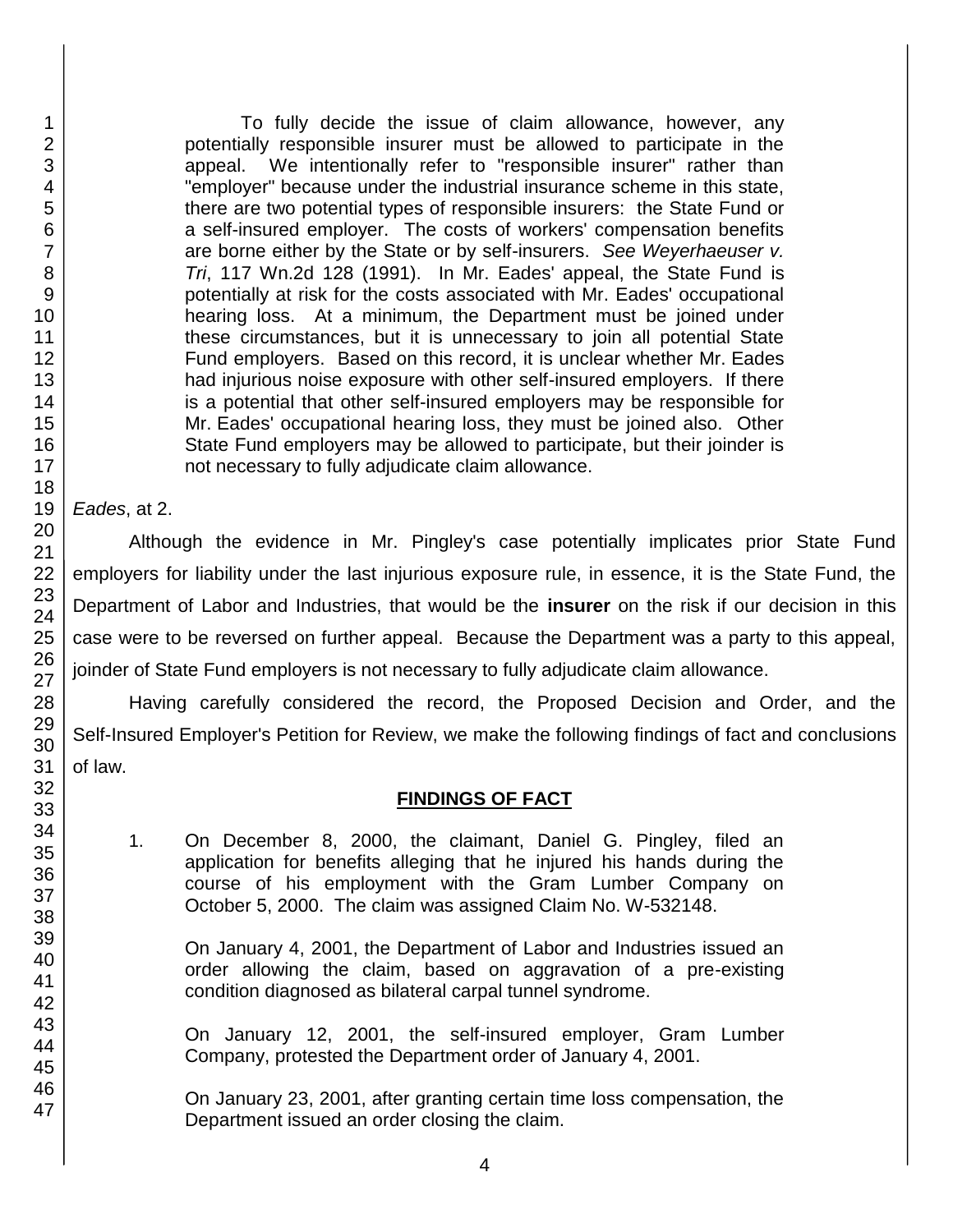> To fully decide the issue of claim allowance, however, any potentially responsible insurer must be allowed to participate in the appeal. We intentionally refer to "responsible insurer" rather than "employer" because under the industrial insurance scheme in this state, there are two potential types of responsible insurers: the State Fund or a self-insured employer. The costs of workers' compensation benefits are borne either by the State or by self-insurers. *See Weyerhaeuser v. Tri*, 117 Wn.2d 128 (1991). In Mr. Eades' appeal, the State Fund is potentially at risk for the costs associated with Mr. Eades' occupational hearing loss. At a minimum, the Department must be joined under these circumstances, but it is unnecessary to join all potential State Fund employers. Based on this record, it is unclear whether Mr. Eades had injurious noise exposure with other self-insured employers. If there is a potential that other self-insured employers may be responsible for Mr. Eades' occupational hearing loss, they must be joined also. Other State Fund employers may be allowed to participate, but their joinder is not necessary to fully adjudicate claim allowance.

*Eades*, at 2.

Although the evidence in Mr. Pingley's case potentially implicates prior State Fund employers for liability under the last injurious exposure rule, in essence, it is the State Fund, the Department of Labor and Industries, that would be the **insurer** on the risk if our decision in this case were to be reversed on further appeal. Because the Department was a party to this appeal, joinder of State Fund employers is not necessary to fully adjudicate claim allowance.

Having carefully considered the record, the Proposed Decision and Order, and the Self-Insured Employer's Petition for Review, we make the following findings of fact and conclusions of law.

## FINDINGS OF FACT

1. On December 8, 2000, the claimant, Daniel G. Pingley, filed an application for benefits alleging that he injured his hands during the course of his employment with the Gram Lumber Company on October 5, 2000. The claim was assigned Claim No. W-532148.

   On January 4, 2001, the Department of Labor and Industries issued an order allowing the claim, based on aggravation of a pre-existing condition diagnosed as bilateral carpal tunnel syndrome.

   On January 12, 2001, the self-insured employer, Gram Lumber Company, protested the Department order of January 4, 2001.

   On January 23, 2001, after granting certain time loss compensation, the Department issued an order closing the claim.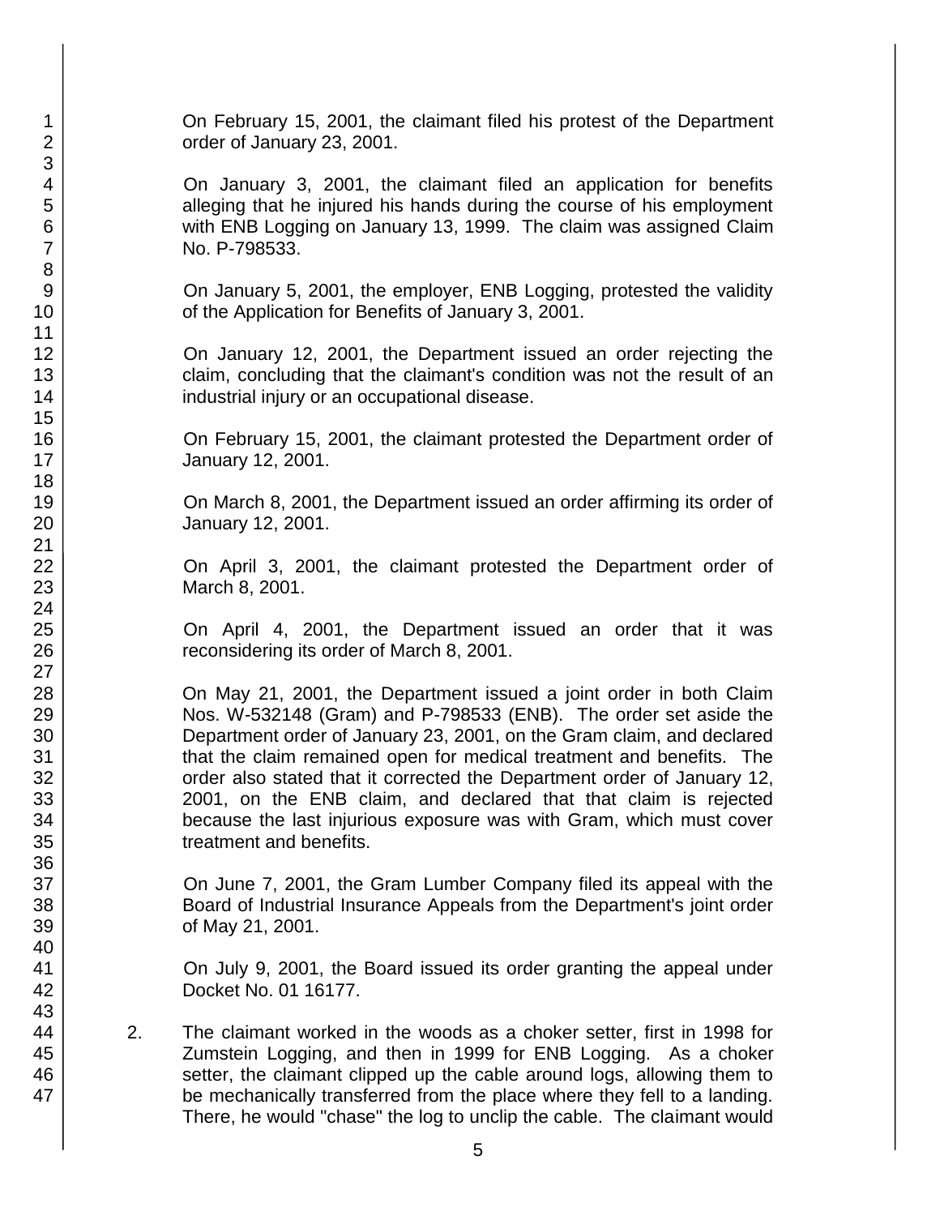On February 15, 2001, the claimant filed his protest of the Department order of January 23, 2001.

On January 3, 2001, the claimant filed an application for benefits alleging that he injured his hands during the course of his employment with ENB Logging on January 13, 1999. The claim was assigned Claim No. P-798533.

On January 5, 2001, the employer, ENB Logging, protested the validity of the Application for Benefits of January 3, 2001.

On January 12, 2001, the Department issued an order rejecting the claim, concluding that the claimant's condition was not the result of an industrial injury or an occupational disease.

On February 15, 2001, the claimant protested the Department order of January 12, 2001.

On March 8, 2001, the Department issued an order affirming its order of January 12, 2001.

On April 3, 2001, the claimant protested the Department order of March 8, 2001.

On April 4, 2001, the Department issued an order that it was reconsidering its order of March 8, 2001.

On May 21, 2001, the Department issued a joint order in both Claim Nos. W-532148 (Gram) and P-798533 (ENB). The order set aside the Department order of January 23, 2001, on the Gram claim, and declared that the claim remained open for medical treatment and benefits. The order also stated that it corrected the Department order of January 12, 2001, on the ENB claim, and declared that that claim is rejected because the last injurious exposure was with Gram, which must cover treatment and benefits.

On June 7, 2001, the Gram Lumber Company filed its appeal with the Board of Industrial Insurance Appeals from the Department's joint order of May 21, 2001.

On July 9, 2001, the Board issued its order granting the appeal under Docket No. 01 16177.

2. The claimant worked in the woods as a choker setter, first in 1998 for Zumstein Logging, and then in 1999 for ENB Logging. As a choker setter, the claimant clipped up the cable around logs, allowing them to be mechanically transferred from the place where they fell to a landing. There, he would "chase" the log to unclip the cable. The claimant would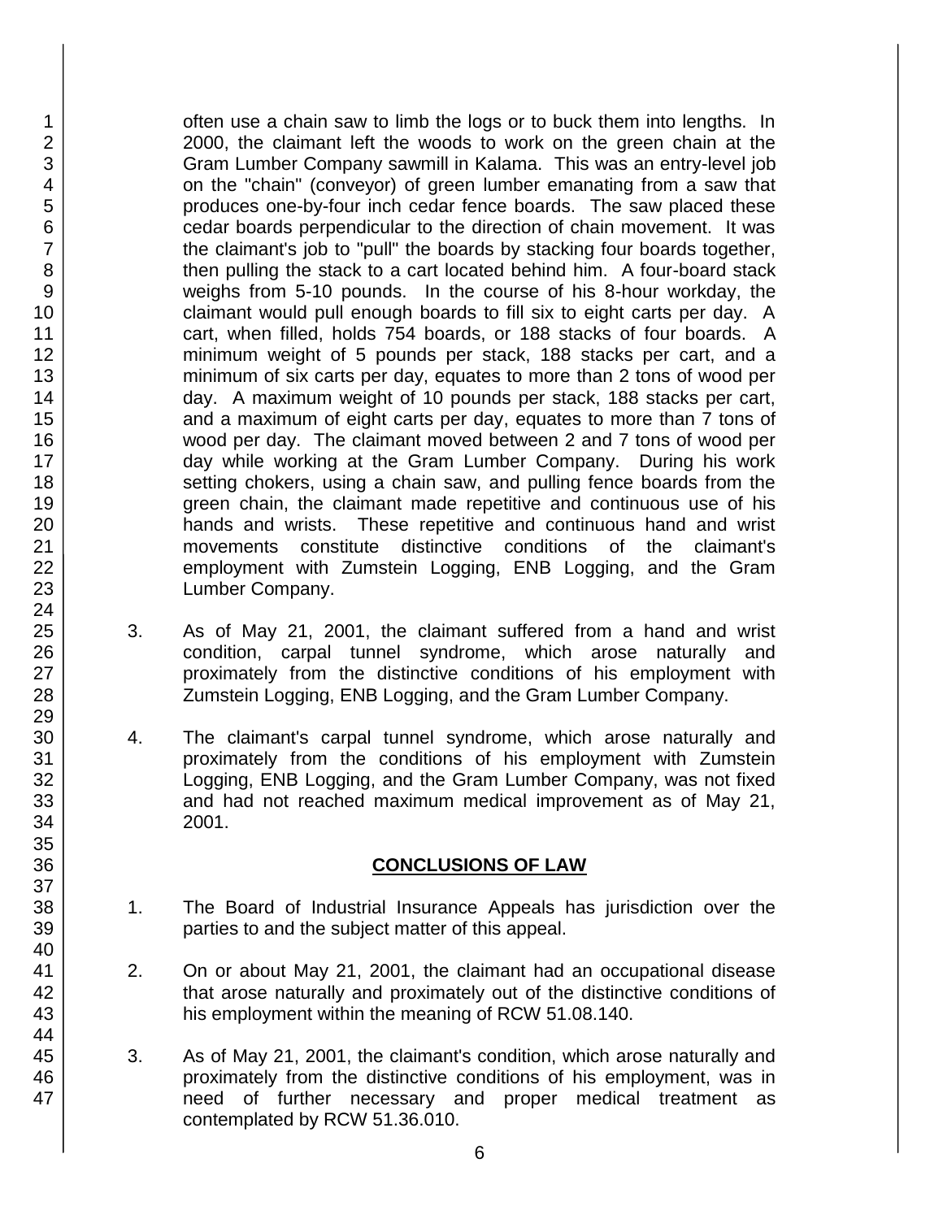often use a chain saw to limb the logs or to buck them into lengths. In 2000, the claimant left the woods to work on the green chain at the Gram Lumber Company sawmill in Kalama. This was an entry-level job on the "chain" (conveyor) of green lumber emanating from a saw that produces one-by-four inch cedar fence boards. The saw placed these cedar boards perpendicular to the direction of chain movement. It was the claimant's job to "pull" the boards by stacking four boards together, then pulling the stack to a cart located behind him. A four-board stack weighs from 5-10 pounds. In the course of his 8-hour workday, the claimant would pull enough boards to fill six to eight carts per day. A cart, when filled, holds 754 boards, or 188 stacks of four boards. A minimum weight of 5 pounds per stack, 188 stacks per cart, and a minimum of six carts per day, equates to more than 2 tons of wood per day. A maximum weight of 10 pounds per stack, 188 stacks per cart, and a maximum of eight carts per day, equates to more than 7 tons of wood per day. The claimant moved between 2 and 7 tons of wood per day while working at the Gram Lumber Company. During his work setting chokers, using a chain saw, and pulling fence boards from the green chain, the claimant made repetitive and continuous use of his hands and wrists. These repetitive and continuous hand and wrist movements constitute distinctive conditions of the claimant's employment with Zumstein Logging, ENB Logging, and the Gram Lumber Company.

3. As of May 21, 2001, the claimant suffered from a hand and wrist condition, carpal tunnel syndrome, which arose naturally and proximately from the distinctive conditions of his employment with Zumstein Logging, ENB Logging, and the Gram Lumber Company.

4. The claimant's carpal tunnel syndrome, which arose naturally and proximately from the conditions of his employment with Zumstein Logging, ENB Logging, and the Gram Lumber Company, was not fixed and had not reached maximum medical improvement as of May 21, 2001.

## CONCLUSIONS OF LAW

1. The Board of Industrial Insurance Appeals has jurisdiction over the parties to and the subject matter of this appeal.

2. On or about May 21, 2001, the claimant had an occupational disease that arose naturally and proximately out of the distinctive conditions of his employment within the meaning of RCW 51.08.140.

3. As of May 21, 2001, the claimant's condition, which arose naturally and proximately from the distinctive conditions of his employment, was in need of further necessary and proper medical treatment as contemplated by RCW 51.36.010.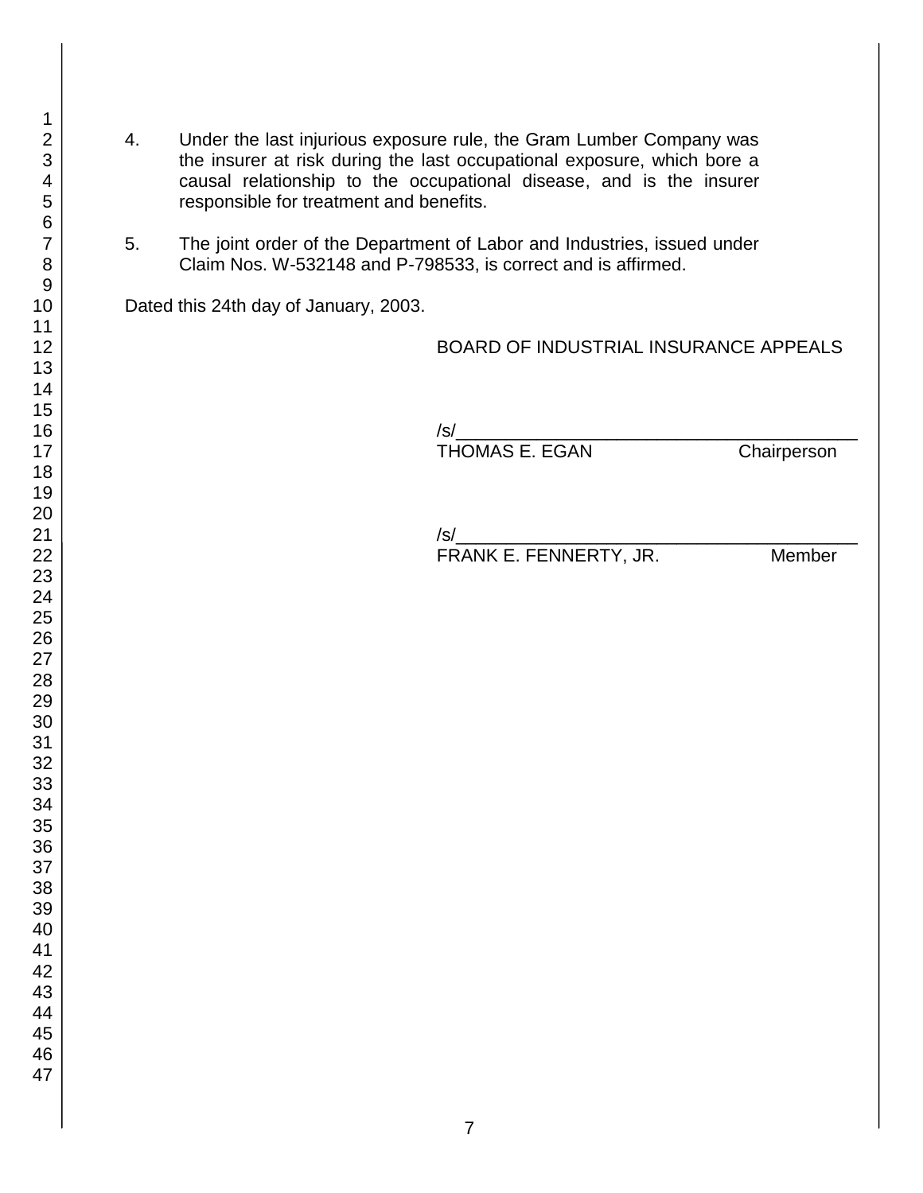4. Under the last injurious exposure rule, the Gram Lumber Company was the insurer at risk during the last occupational exposure, which bore a causal relationship to the occupational disease, and is the insurer responsible for treatment and benefits.

5. The joint order of the Department of Labor and Industries, issued under Claim Nos. W-532148 and P-798533, is correct and is affirmed.

Dated this 24th day of January, 2003.

BOARD OF INDUSTRIAL INSURANCE APPEALS

/s/________________________________________
THOMAS E. EGAN Chairperson

/s/________________________________________
FRANK E. FENNERTY, JR. Member